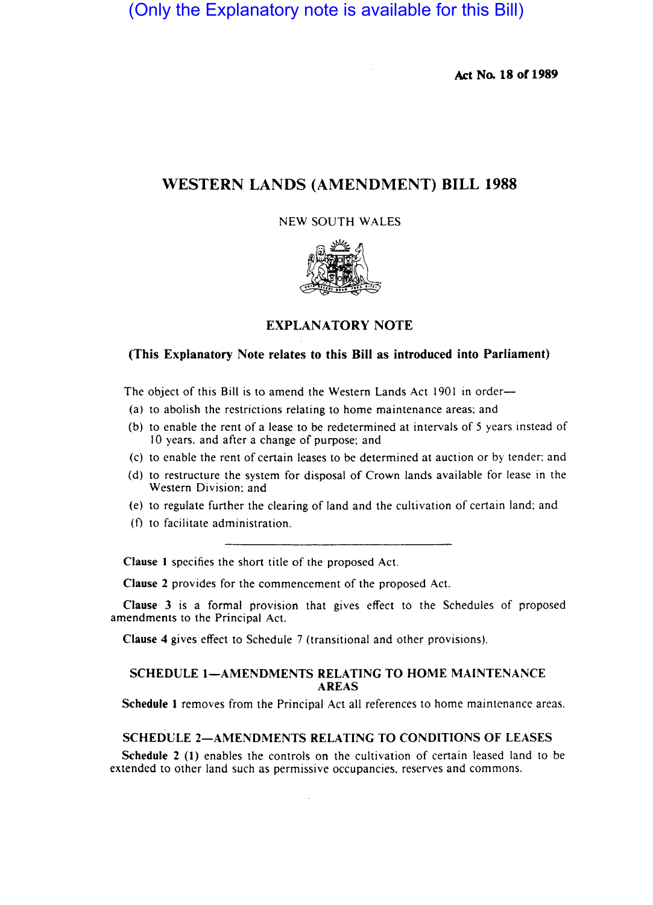(Only the Explanatory note is available for this Bill)

**Act No. 18 of 1989**

# WESTERN LANDS (AMENDMENT) BILL 1988

NEW SOUTH WALES

## EXPLANATORY NOTE

**(This Explanatory Note relates to this Bill as introduced into Parliament)**

The object of this Bill is to amend the Western Lands Act 1901 in order—

(a) to abolish the restrictions relating to home maintenance areas; and

(b) to enable the rent of a lease to be redetermined at intervals of 5 years instead of 10 years, and after a change of purpose; and

(c) to enable the rent of certain leases to be determined at auction or by tender; and

(d) to restructure the system for disposal of Crown lands available for lease in the Western Division; and

(e) to regulate further the clearing of land and the cultivation of certain land; and

(f) to facilitate administration.

---

**Clause 1** specifies the short title of the proposed Act.

**Clause 2** provides for the commencement of the proposed Act.

**Clause 3** is a formal provision that gives effect to the Schedules of proposed amendments to the Principal Act.

**Clause 4** gives effect to Schedule 7 (transitional and other provisions).

### SCHEDULE 1—AMENDMENTS RELATING TO HOME MAINTENANCE AREAS

**Schedule 1** removes from the Principal Act all references to home maintenance areas.

### SCHEDULE 2—AMENDMENTS RELATING TO CONDITIONS OF LEASES

**Schedule 2 (1)** enables the controls on the cultivation of certain leased land to be extended to other land such as permissive occupancies, reserves and commons.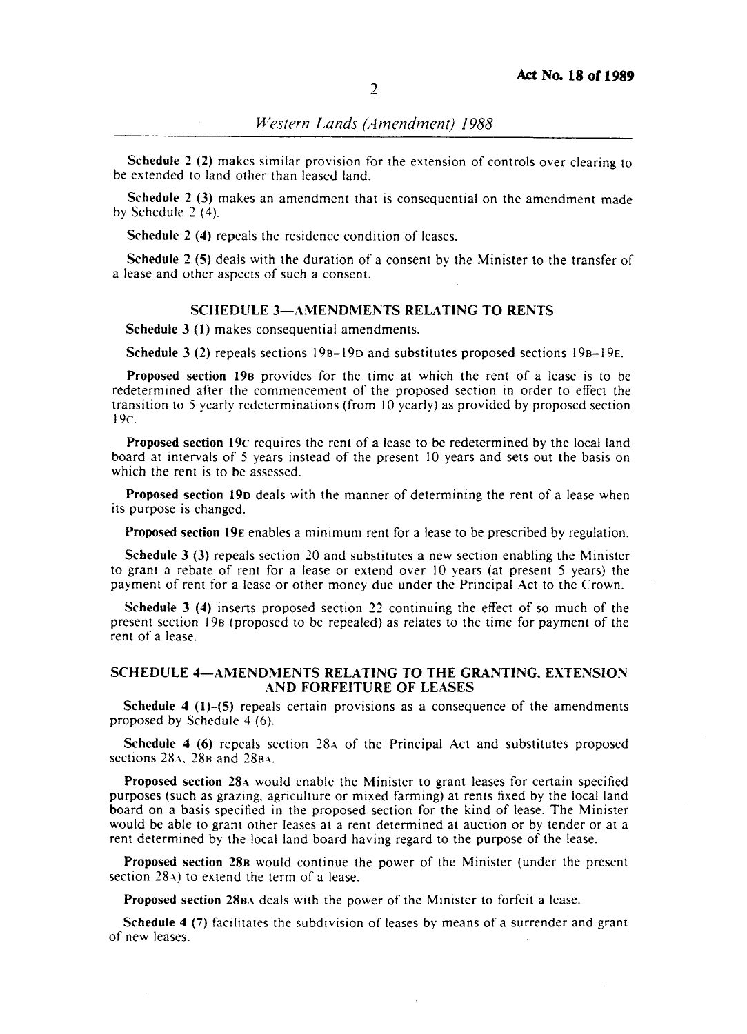Schedule 2 (2) makes similar provision for the extension of controls over clearing to be extended to land other than leased land.

Schedule 2 (3) makes an amendment that is consequential on the amendment made by Schedule 2 (4).

Schedule 2 (4) repeals the residence condition of leases.

Schedule 2 (5) deals with the duration of a consent by the Minister to the transfer of a lease and other aspects of such a consent.

## SCHEDULE 3—AMENDMENTS RELATING TO RENTS

**Schedule 3 (1)** makes consequential amendments.

**Schedule 3 (2)** repeals sections 19B–19D and substitutes proposed sections 19B–19E.

**Proposed section 19B** provides for the time at which the rent of a lease is to be redetermined after the commencement of the proposed section in order to effect the transition to 5 yearly redeterminations (from 10 yearly) as provided by proposed section 19C.

**Proposed section 19C** requires the rent of a lease to be redetermined by the local land board at intervals of 5 years instead of the present 10 years and sets out the basis on which the rent is to be assessed.

**Proposed section 19D** deals with the manner of determining the rent of a lease when its purpose is changed.

**Proposed section 19E** enables a minimum rent for a lease to be prescribed by regulation.

**Schedule 3 (3)** repeals section 20 and substitutes a new section enabling the Minister to grant a rebate of rent for a lease or extend over 10 years (at present 5 years) the payment of rent for a lease or other money due under the Principal Act to the Crown.

**Schedule 3 (4)** inserts proposed section 22 continuing the effect of so much of the present section 19B (proposed to be repealed) as relates to the time for payment of the rent of a lease.

## SCHEDULE 4—AMENDMENTS RELATING TO THE GRANTING, EXTENSION AND FORFEITURE OF LEASES

**Schedule 4 (1)–(5)** repeals certain provisions as a consequence of the amendments proposed by Schedule 4 (6).

**Schedule 4 (6)** repeals section 28A of the Principal Act and substitutes proposed sections 28A, 28B and 28BA.

**Proposed section 28A** would enable the Minister to grant leases for certain specified purposes (such as grazing, agriculture or mixed farming) at rents fixed by the local land board on a basis specified in the proposed section for the kind of lease. The Minister would be able to grant other leases at a rent determined at auction or by tender or at a rent determined by the local land board having regard to the purpose of the lease.

**Proposed section 28B** would continue the power of the Minister (under the present section 28A) to extend the term of a lease.

**Proposed section 28BA** deals with the power of the Minister to forfeit a lease.

**Schedule 4 (7)** facilitates the subdivision of leases by means of a surrender and grant of new leases.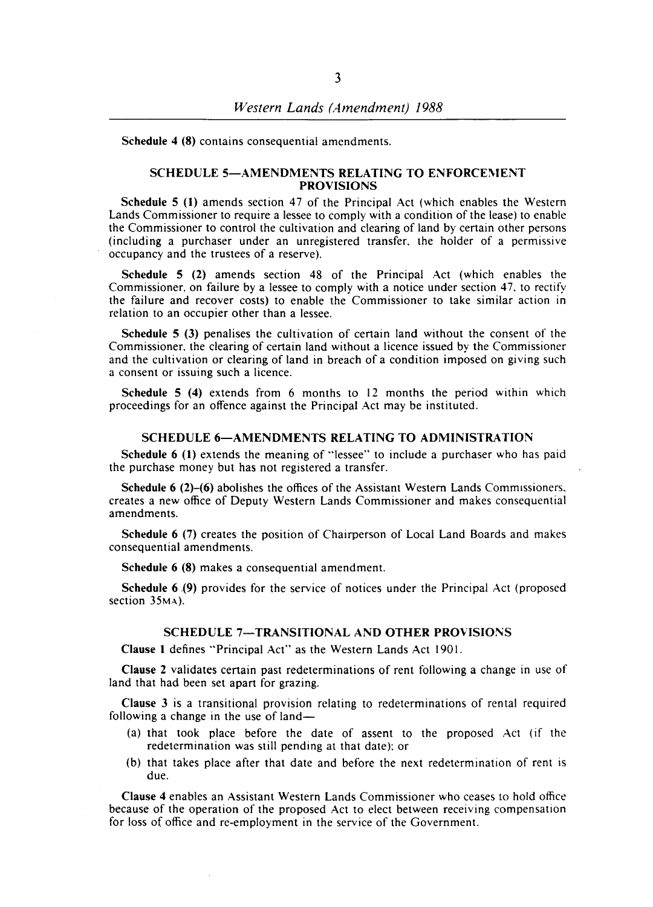**Schedule 4 (8)** contains consequential amendments.

## SCHEDULE 5—AMENDMENTS RELATING TO ENFORCEMENT PROVISIONS

**Schedule 5 (1)** amends section 47 of the Principal Act (which enables the Western Lands Commissioner to require a lessee to comply with a condition of the lease) to enable the Commissioner to control the cultivation and clearing of land by certain other persons (including a purchaser under an unregistered transfer, the holder of a permissive occupancy and the trustees of a reserve).

**Schedule 5 (2)** amends section 48 of the Principal Act (which enables the Commissioner, on failure by a lessee to comply with a notice under section 47, to rectify the failure and recover costs) to enable the Commissioner to take similar action in relation to an occupier other than a lessee.

**Schedule 5 (3)** penalises the cultivation of certain land without the consent of the Commissioner, the clearing of certain land without a licence issued by the Commissioner and the cultivation or clearing of land in breach of a condition imposed on giving such a consent or issuing such a licence.

**Schedule 5 (4)** extends from 6 months to 12 months the period within which proceedings for an offence against the Principal Act may be instituted.

## SCHEDULE 6—AMENDMENTS RELATING TO ADMINISTRATION

**Schedule 6 (1)** extends the meaning of "lessee" to include a purchaser who has paid the purchase money but has not registered a transfer.

**Schedule 6 (2)–(6)** abolishes the offices of the Assistant Western Lands Commissioners, creates a new office of Deputy Western Lands Commissioner and makes consequential amendments.

**Schedule 6 (7)** creates the position of Chairperson of Local Land Boards and makes consequential amendments.

**Schedule 6 (8)** makes a consequential amendment.

**Schedule 6 (9)** provides for the service of notices under the Principal Act (proposed section 35MA).

## SCHEDULE 7—TRANSITIONAL AND OTHER PROVISIONS

**Clause 1** defines "Principal Act" as the Western Lands Act 1901.

**Clause 2** validates certain past redeterminations of rent following a change in use of land that had been set apart for grazing.

**Clause 3** is a transitional provision relating to redeterminations of rental required following a change in the use of land—

- (a) that took place before the date of assent to the proposed Act (if the redetermination was still pending at that date); or
- (b) that takes place after that date and before the next redetermination of rent is due.

**Clause 4** enables an Assistant Western Lands Commissioner who ceases to hold office because of the operation of the proposed Act to elect between receiving compensation for loss of office and re-employment in the service of the Government.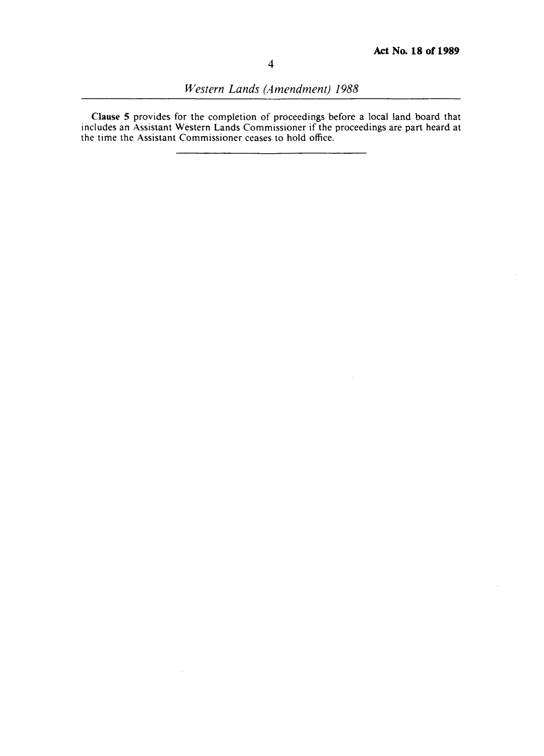**Clause 5** provides for the completion of proceedings before a local land board that includes an Assistant Western Lands Commissioner if the proceedings are part heard at the time the Assistant Commissioner ceases to hold office.